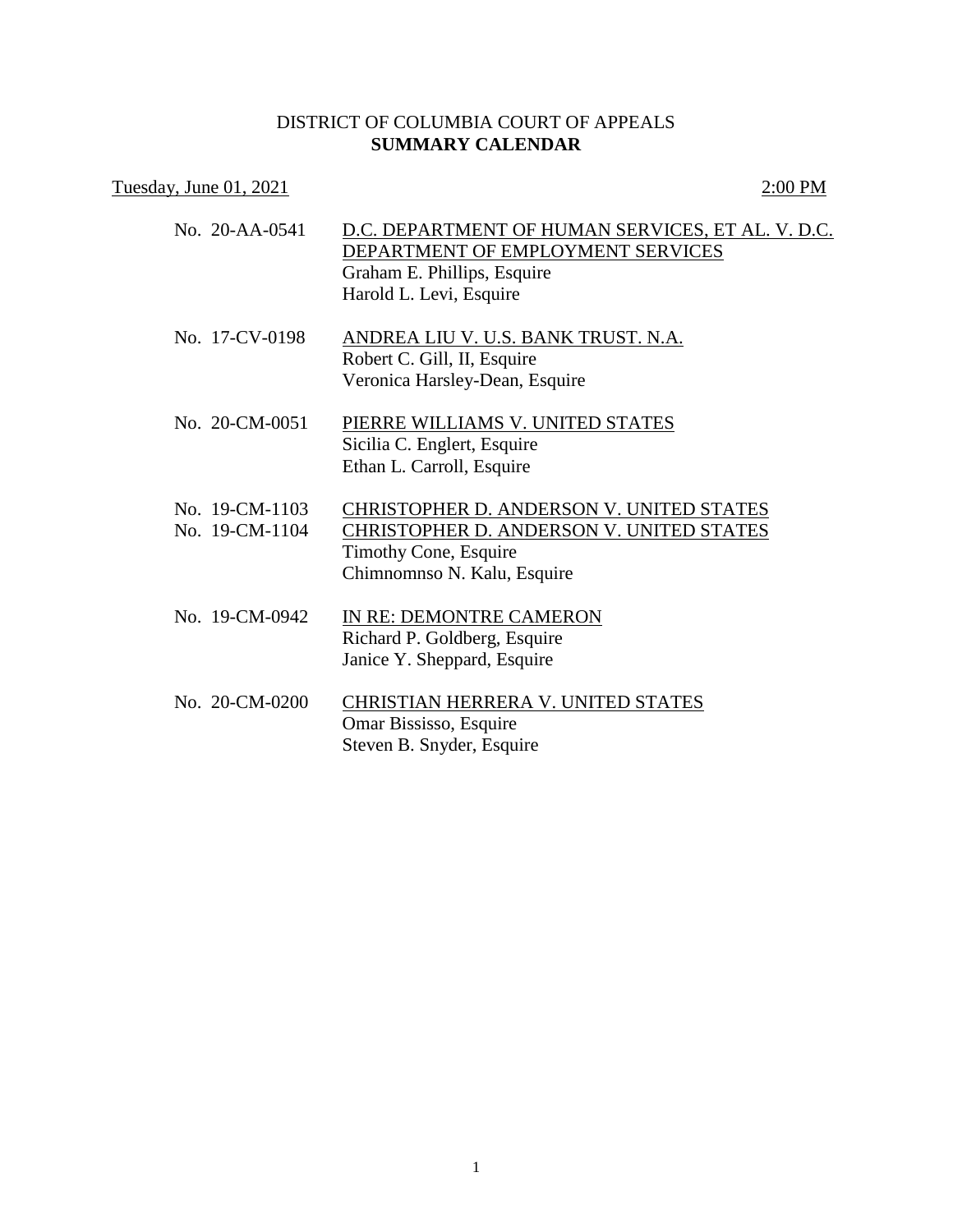DISTRICT OF COLUMBIA COURT OF APPEALS
**SUMMARY CALENDAR**

Tuesday, June 01, 2021 2:00 PM

| | |
|---|---|
| No. 20-AA-0541 | D.C. DEPARTMENT OF HUMAN SERVICES, ET AL. V. D.C. DEPARTMENT OF EMPLOYMENT SERVICES<br>Graham E. Phillips, Esquire<br>Harold L. Levi, Esquire |
| No. 17-CV-0198 | ANDREA LIU V. U.S. BANK TRUST. N.A.<br>Robert C. Gill, II, Esquire<br>Veronica Harsley-Dean, Esquire |
| No. 20-CM-0051 | PIERRE WILLIAMS V. UNITED STATES<br>Sicilia C. Englert, Esquire<br>Ethan L. Carroll, Esquire |
| No. 19-CM-1103<br>No. 19-CM-1104 | CHRISTOPHER D. ANDERSON V. UNITED STATES<br>CHRISTOPHER D. ANDERSON V. UNITED STATES<br>Timothy Cone, Esquire<br>Chimnomnso N. Kalu, Esquire |
| No. 19-CM-0942 | IN RE: DEMONTRE CAMERON<br>Richard P. Goldberg, Esquire<br>Janice Y. Sheppard, Esquire |
| No. 20-CM-0200 | CHRISTIAN HERRERA V. UNITED STATES<br>Omar Bississo, Esquire<br>Steven B. Snyder, Esquire |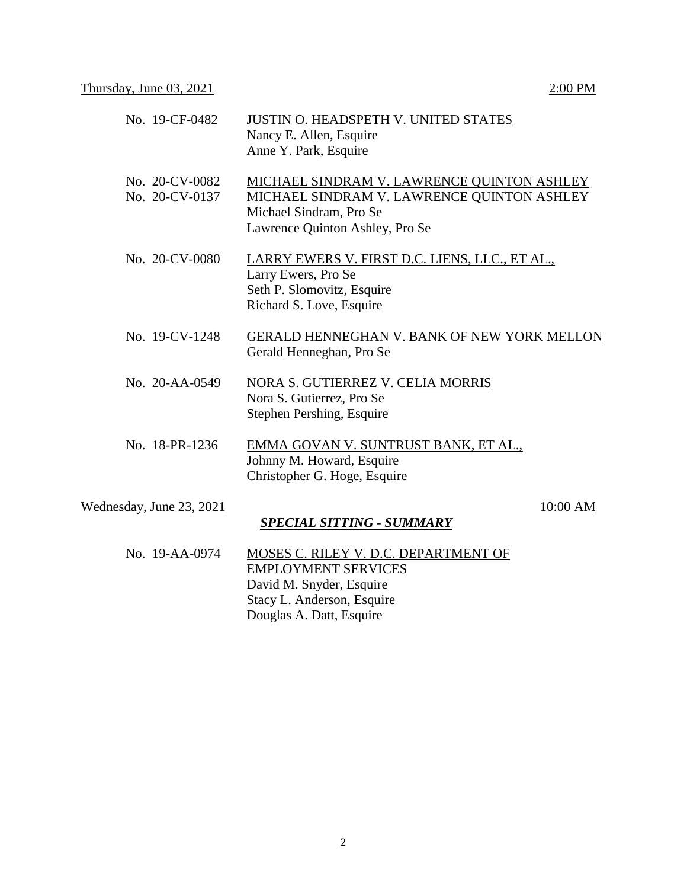Thursday, June 03, 2021 — 2:00 PM

No. 19-CF-0482 — JUSTIN O. HEADSPETH V. UNITED STATES
Nancy E. Allen, Esquire
Anne Y. Park, Esquire

No. 20-CV-0082 — MICHAEL SINDRAM V. LAWRENCE QUINTON ASHLEY
No. 20-CV-0137 — MICHAEL SINDRAM V. LAWRENCE QUINTON ASHLEY
Michael Sindram, Pro Se
Lawrence Quinton Ashley, Pro Se

No. 20-CV-0080 — LARRY EWERS V. FIRST D.C. LIENS, LLC., ET AL.,
Larry Ewers, Pro Se
Seth P. Slomovitz, Esquire
Richard S. Love, Esquire

No. 19-CV-1248 — GERALD HENNEGHAN V. BANK OF NEW YORK MELLON
Gerald Henneghan, Pro Se

No. 20-AA-0549 — NORA S. GUTIERREZ V. CELIA MORRIS
Nora S. Gutierrez, Pro Se
Stephen Pershing, Esquire

No. 18-PR-1236 — EMMA GOVAN V. SUNTRUST BANK, ET AL.,
Johnny M. Howard, Esquire
Christopher G. Hoge, Esquire

Wednesday, June 23, 2021 — 10:00 AM

***SPECIAL SITTING - SUMMARY***

No. 19-AA-0974 — MOSES C. RILEY V. D.C. DEPARTMENT OF EMPLOYMENT SERVICES
David M. Snyder, Esquire
Stacy L. Anderson, Esquire
Douglas A. Datt, Esquire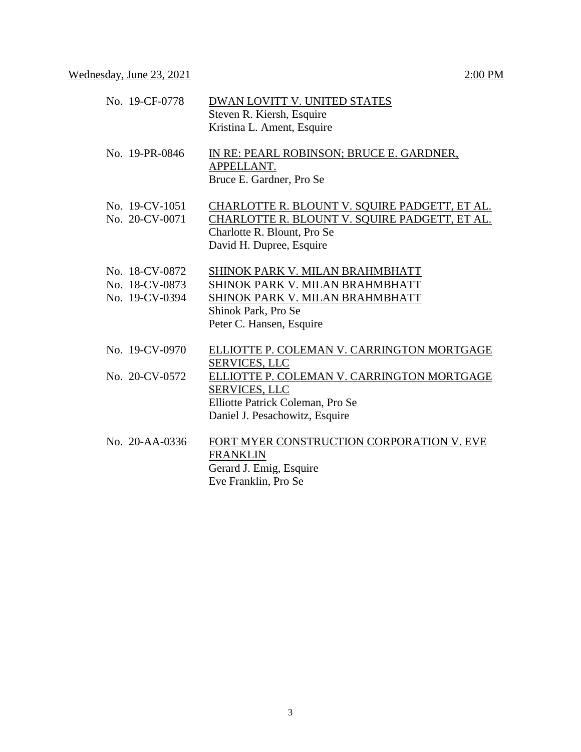Wednesday, June 23, 2021 2:00 PM

| | |
|---|---|
| No. 19-CF-0778 | DWAN LOVITT V. UNITED STATES<br>Steven R. Kiersh, Esquire<br>Kristina L. Ament, Esquire |
| No. 19-PR-0846 | IN RE: PEARL ROBINSON; BRUCE E. GARDNER, APPELLANT.<br>Bruce E. Gardner, Pro Se |
| No. 19-CV-1051<br>No. 20-CV-0071 | CHARLOTTE R. BLOUNT V. SQUIRE PADGETT, ET AL.<br>CHARLOTTE R. BLOUNT V. SQUIRE PADGETT, ET AL.<br>Charlotte R. Blount, Pro Se<br>David H. Dupree, Esquire |
| No. 18-CV-0872<br>No. 18-CV-0873<br>No. 19-CV-0394 | SHINOK PARK V. MILAN BRAHMBHATT<br>SHINOK PARK V. MILAN BRAHMBHATT<br>SHINOK PARK V. MILAN BRAHMBHATT<br>Shinok Park, Pro Se<br>Peter C. Hansen, Esquire |
| No. 19-CV-0970<br>No. 20-CV-0572 | ELLIOTTE P. COLEMAN V. CARRINGTON MORTGAGE SERVICES, LLC<br>ELLIOTTE P. COLEMAN V. CARRINGTON MORTGAGE SERVICES, LLC<br>Elliotte Patrick Coleman, Pro Se<br>Daniel J. Pesachowitz, Esquire |
| No. 20-AA-0336 | FORT MYER CONSTRUCTION CORPORATION V. EVE FRANKLIN<br>Gerard J. Emig, Esquire<br>Eve Franklin, Pro Se |